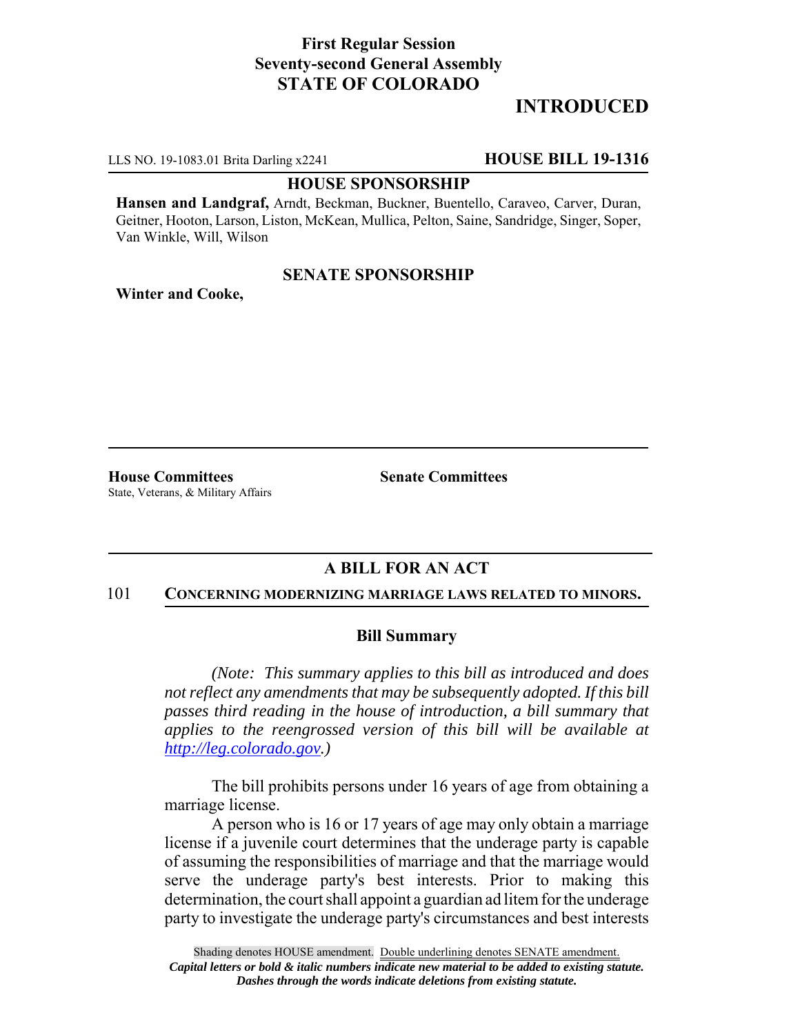**First Regular Session**
**Seventy-second General Assembly**
**STATE OF COLORADO**

## INTRODUCTED

LLS NO. 19-1083.01 Brita Darling x2241 **HOUSE BILL 19-1316**

**HOUSE SPONSORSHIP**

**Hansen and Landgraf,** Arndt, Beckman, Buckner, Buentello, Caraveo, Carver, Duran, Geitner, Hooton, Larson, Liston, McKean, Mullica, Pelton, Saine, Sandridge, Singer, Soper, Van Winkle, Will, Wilson

**SENATE SPONSORSHIP**

**Winter and Cooke,**

**House Committees**
State, Veterans, & Military Affairs

**Senate Committees**

**A BILL FOR AN ACT**

101 **CONCERNING MODERNIZING MARRIAGE LAWS RELATED TO MINORS.**

**Bill Summary**

*(Note: This summary applies to this bill as introduced and does not reflect any amendments that may be subsequently adopted. If this bill passes third reading in the house of introduction, a bill summary that applies to the reengrossed version of this bill will be available at http://leg.colorado.gov.)*

The bill prohibits persons under 16 years of age from obtaining a marriage license.

A person who is 16 or 17 years of age may only obtain a marriage license if a juvenile court determines that the underage party is capable of assuming the responsibilities of marriage and that the marriage would serve the underage party's best interests. Prior to making this determination, the court shall appoint a guardian ad litem for the underage party to investigate the underage party's circumstances and best interests

Shading denotes HOUSE amendment. Double underlining denotes SENATE amendment.
*Capital letters or bold & italic numbers indicate new material to be added to existing statute.*
*Dashes through the words indicate deletions from existing statute.*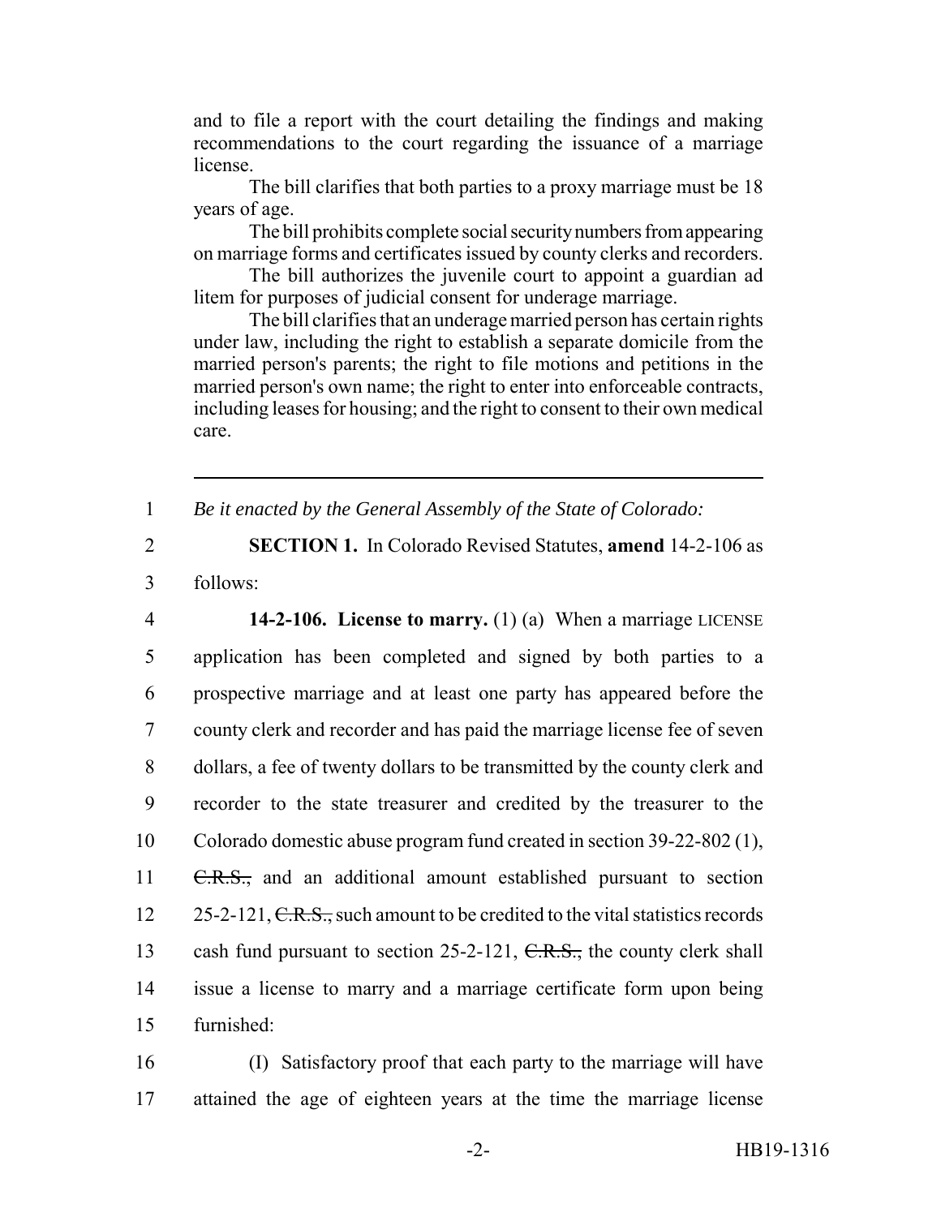and to file a report with the court detailing the findings and making recommendations to the court regarding the issuance of a marriage license.

The bill clarifies that both parties to a proxy marriage must be 18 years of age.

The bill prohibits complete social security numbers from appearing on marriage forms and certificates issued by county clerks and recorders.

The bill authorizes the juvenile court to appoint a guardian ad litem for purposes of judicial consent for underage marriage.

The bill clarifies that an underage married person has certain rights under law, including the right to establish a separate domicile from the married person's parents; the right to file motions and petitions in the married person's own name; the right to enter into enforceable contracts, including leases for housing; and the right to consent to their own medical care.

---

1 *Be it enacted by the General Assembly of the State of Colorado:*

2 **SECTION 1.** In Colorado Revised Statutes, **amend** 14-2-106 as
3 follows:

4 **14-2-106. License to marry.** (1) (a) When a marriage LICENSE
5 application has been completed and signed by both parties to a
6 prospective marriage and at least one party has appeared before the
7 county clerk and recorder and has paid the marriage license fee of seven
8 dollars, a fee of twenty dollars to be transmitted by the county clerk and
9 recorder to the state treasurer and credited by the treasurer to the
10 Colorado domestic abuse program fund created in section 39-22-802 (1),
11 ~~C.R.S.,~~ and an additional amount established pursuant to section
12 25-2-121, ~~C.R.S.,~~ such amount to be credited to the vital statistics records
13 cash fund pursuant to section 25-2-121, ~~C.R.S.,~~ the county clerk shall
14 issue a license to marry and a marriage certificate form upon being
15 furnished:

16 (I) Satisfactory proof that each party to the marriage will have
17 attained the age of eighteen years at the time the marriage license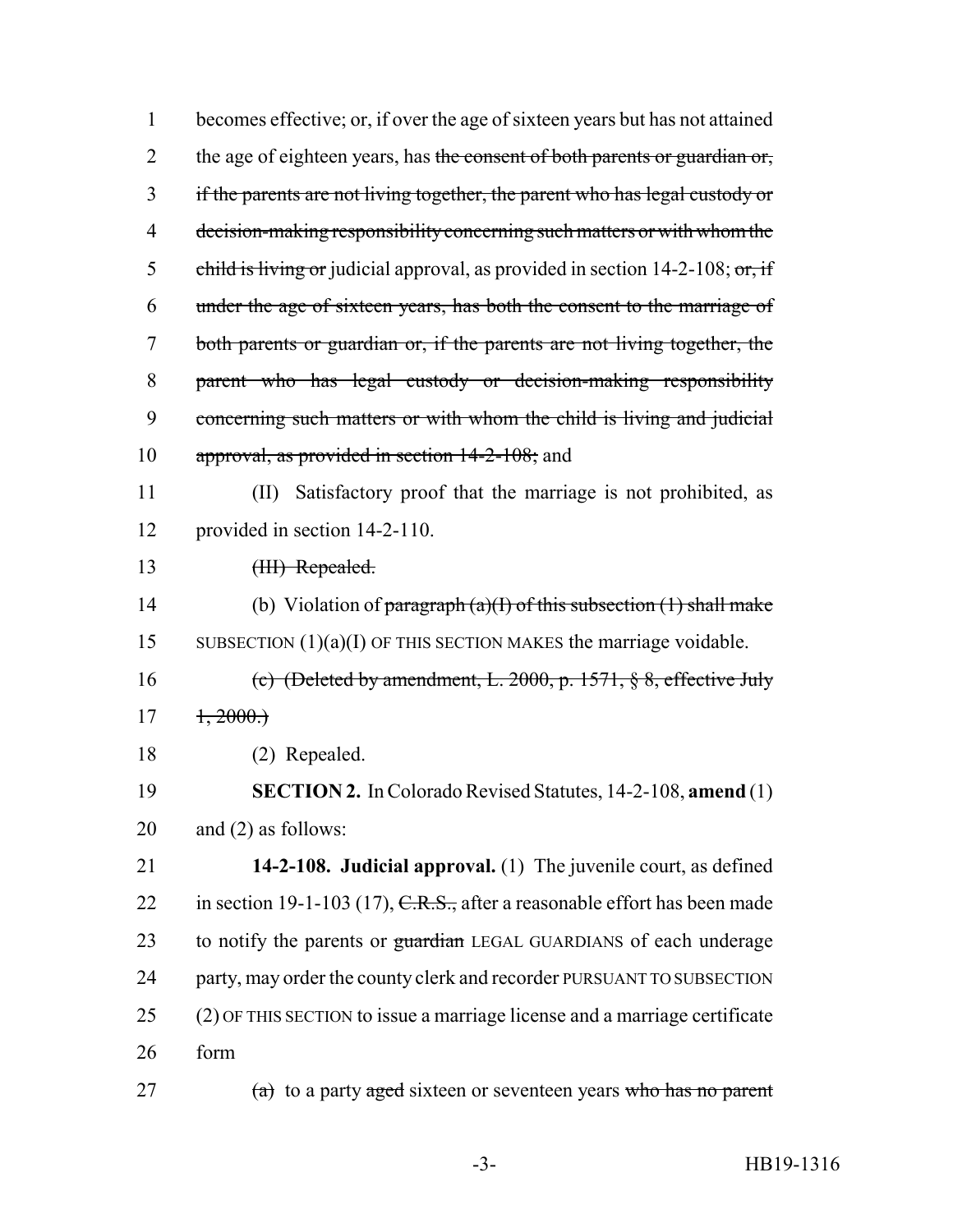becomes effective; or, if over the age of sixteen years but has not attained the age of eighteen years, has ~~the consent of both parents or guardian or, if the parents are not living together, the parent who has legal custody or decision-making responsibility concerning such matters or with whom the child is living or~~ judicial approval, as provided in section 14-2-108; ~~or, if under the age of sixteen years, has both the consent to the marriage of both parents or guardian or, if the parents are not living together, the parent who has legal custody or decision-making responsibility concerning such matters or with whom the child is living and judicial approval, as provided in section 14-2-108;~~ and

(II) Satisfactory proof that the marriage is not prohibited, as provided in section 14-2-110.

~~(III) Repealed.~~

(b) Violation of ~~paragraph (a)(I) of this subsection (1) shall make~~ SUBSECTION (1)(a)(I) OF THIS SECTION MAKES the marriage voidable.

~~(c) (Deleted by amendment, L. 2000, p. 1571, § 8, effective July 1, 2000.)~~

(2) Repealed.

**SECTION 2.** In Colorado Revised Statutes, 14-2-108, **amend** (1) and (2) as follows:

**14-2-108. Judicial approval.** (1) The juvenile court, as defined in section 19-1-103 (17), ~~C.R.S.,~~ after a reasonable effort has been made to notify the parents or ~~guardian~~ LEGAL GUARDIANS of each underage party, may order the county clerk and recorder PURSUANT TO SUBSECTION (2) OF THIS SECTION to issue a marriage license and a marriage certificate form

~~(a)~~ to a party ~~aged~~ sixteen or seventeen years ~~who has no parent~~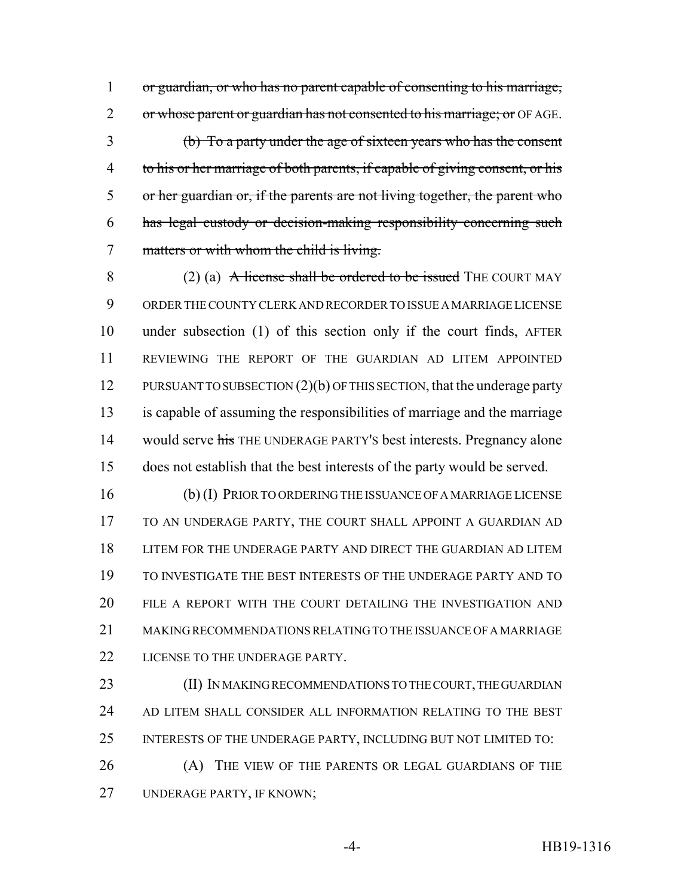1 ~~or guardian, or who has no parent capable of consenting to his marriage,~~
2 ~~or whose parent or guardian has not consented to his marriage; or~~ OF AGE.

3 ~~(b) To a party under the age of sixteen years who has the consent~~
4 ~~to his or her marriage of both parents, if capable of giving consent, or his~~
5 ~~or her guardian or, if the parents are not living together, the parent who~~
6 ~~has legal custody or decision-making responsibility concerning such~~
7 ~~matters or with whom the child is living.~~

8 (2) (a) ~~A license shall be ordered to be issued~~ THE COURT MAY
9 ORDER THE COUNTY CLERK AND RECORDER TO ISSUE A MARRIAGE LICENSE
10 under subsection (1) of this section only if the court finds, AFTER
11 REVIEWING THE REPORT OF THE GUARDIAN AD LITEM APPOINTED
12 PURSUANT TO SUBSECTION (2)(b) OF THIS SECTION, that the underage party
13 is capable of assuming the responsibilities of marriage and the marriage
14 would serve ~~his~~ THE UNDERAGE PARTY'S best interests. Pregnancy alone
15 does not establish that the best interests of the party would be served.

16 (b) (I) PRIOR TO ORDERING THE ISSUANCE OF A MARRIAGE LICENSE
17 TO AN UNDERAGE PARTY, THE COURT SHALL APPOINT A GUARDIAN AD
18 LITEM FOR THE UNDERAGE PARTY AND DIRECT THE GUARDIAN AD LITEM
19 TO INVESTIGATE THE BEST INTERESTS OF THE UNDERAGE PARTY AND TO
20 FILE A REPORT WITH THE COURT DETAILING THE INVESTIGATION AND
21 MAKING RECOMMENDATIONS RELATING TO THE ISSUANCE OF A MARRIAGE
22 LICENSE TO THE UNDERAGE PARTY.

23 (II) IN MAKING RECOMMENDATIONS TO THE COURT, THE GUARDIAN
24 AD LITEM SHALL CONSIDER ALL INFORMATION RELATING TO THE BEST
25 INTERESTS OF THE UNDERAGE PARTY, INCLUDING BUT NOT LIMITED TO:

26 (A) THE VIEW OF THE PARENTS OR LEGAL GUARDIANS OF THE
27 UNDERAGE PARTY, IF KNOWN;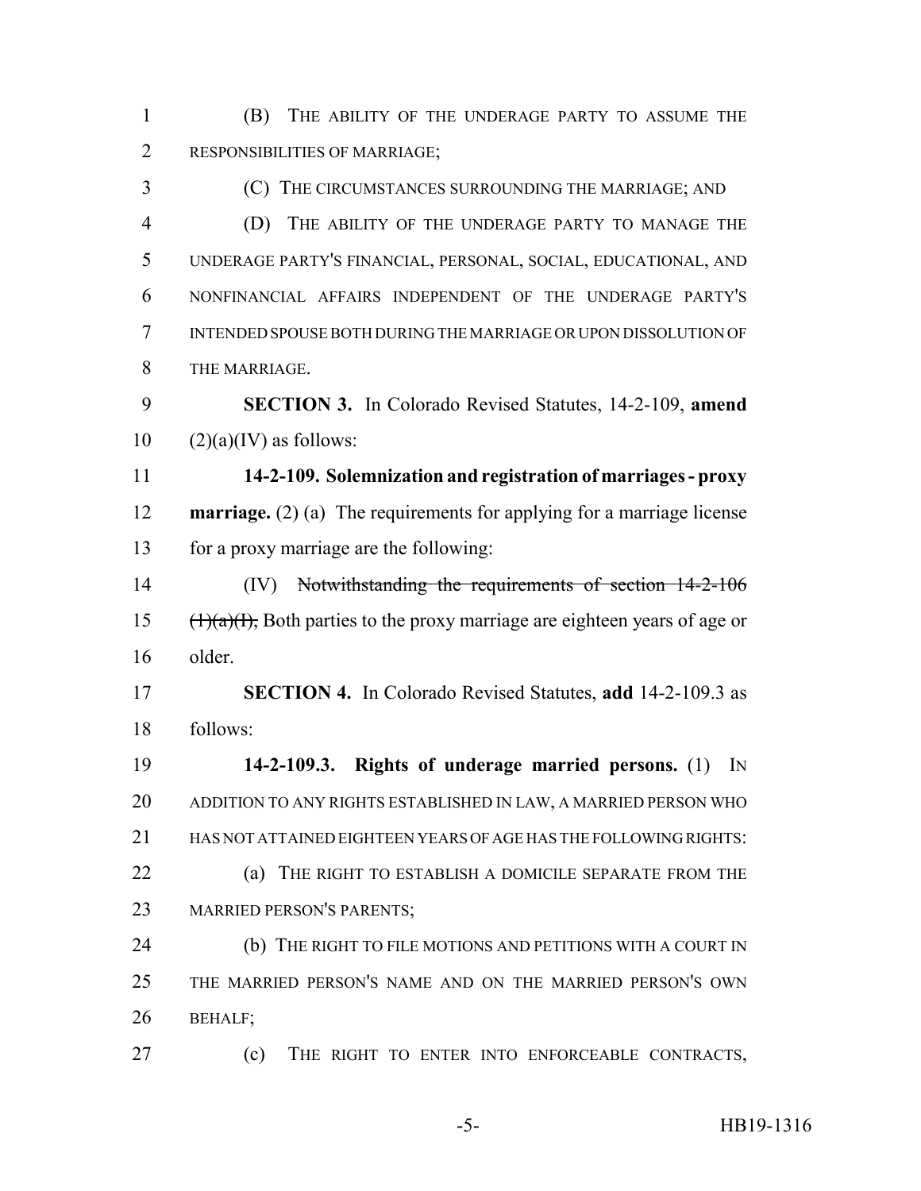(B) THE ABILITY OF THE UNDERAGE PARTY TO ASSUME THE RESPONSIBILITIES OF MARRIAGE;

(C) THE CIRCUMSTANCES SURROUNDING THE MARRIAGE; AND

(D) THE ABILITY OF THE UNDERAGE PARTY TO MANAGE THE UNDERAGE PARTY'S FINANCIAL, PERSONAL, SOCIAL, EDUCATIONAL, AND NONFINANCIAL AFFAIRS INDEPENDENT OF THE UNDERAGE PARTY'S INTENDED SPOUSE BOTH DURING THE MARRIAGE OR UPON DISSOLUTION OF THE MARRIAGE.

**SECTION 3.** In Colorado Revised Statutes, 14-2-109, **amend** (2)(a)(IV) as follows:

**14-2-109. Solemnization and registration of marriages - proxy marriage.** (2) (a) The requirements for applying for a marriage license for a proxy marriage are the following:

(IV) ~~Notwithstanding the requirements of section 14-2-106 (1)(a)(I),~~ Both parties to the proxy marriage are eighteen years of age or older.

**SECTION 4.** In Colorado Revised Statutes, **add** 14-2-109.3 as follows:

**14-2-109.3. Rights of underage married persons.** (1) IN ADDITION TO ANY RIGHTS ESTABLISHED IN LAW, A MARRIED PERSON WHO HAS NOT ATTAINED EIGHTEEN YEARS OF AGE HAS THE FOLLOWING RIGHTS:

(a) THE RIGHT TO ESTABLISH A DOMICILE SEPARATE FROM THE MARRIED PERSON'S PARENTS;

(b) THE RIGHT TO FILE MOTIONS AND PETITIONS WITH A COURT IN THE MARRIED PERSON'S NAME AND ON THE MARRIED PERSON'S OWN BEHALF;

(c) THE RIGHT TO ENTER INTO ENFORCEABLE CONTRACTS,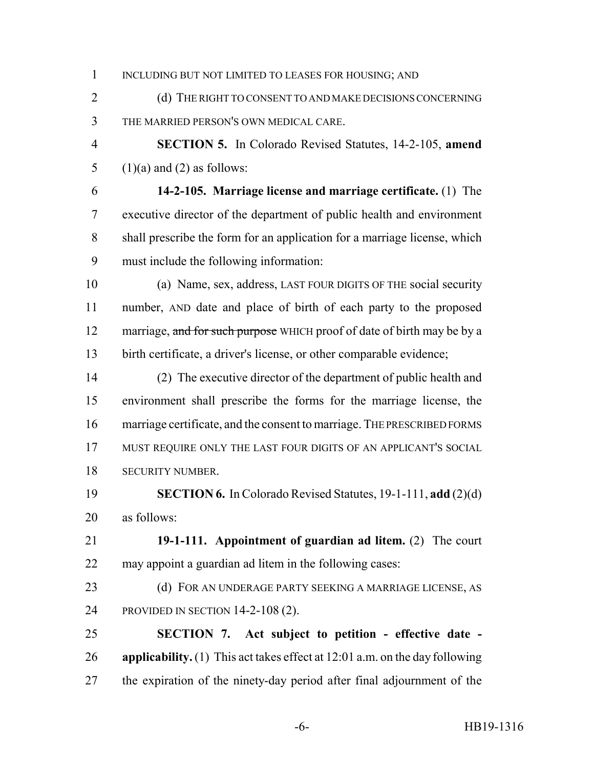INCLUDING BUT NOT LIMITED TO LEASES FOR HOUSING; AND

(d) THE RIGHT TO CONSENT TO AND MAKE DECISIONS CONCERNING THE MARRIED PERSON'S OWN MEDICAL CARE.

**SECTION 5.** In Colorado Revised Statutes, 14-2-105, **amend** (1)(a) and (2) as follows:

**14-2-105. Marriage license and marriage certificate.** (1) The executive director of the department of public health and environment shall prescribe the form for an application for a marriage license, which must include the following information:

(a) Name, sex, address, LAST FOUR DIGITS OF THE social security number, AND date and place of birth of each party to the proposed marriage, ~~and for such purpose~~ WHICH proof of date of birth may be by a birth certificate, a driver's license, or other comparable evidence;

(2) The executive director of the department of public health and environment shall prescribe the forms for the marriage license, the marriage certificate, and the consent to marriage. THE PRESCRIBED FORMS MUST REQUIRE ONLY THE LAST FOUR DIGITS OF AN APPLICANT'S SOCIAL SECURITY NUMBER.

**SECTION 6.** In Colorado Revised Statutes, 19-1-111, **add** (2)(d) as follows:

**19-1-111. Appointment of guardian ad litem.** (2) The court may appoint a guardian ad litem in the following cases:

(d) FOR AN UNDERAGE PARTY SEEKING A MARRIAGE LICENSE, AS PROVIDED IN SECTION 14-2-108 (2).

**SECTION 7. Act subject to petition - effective date - applicability.** (1) This act takes effect at 12:01 a.m. on the day following the expiration of the ninety-day period after final adjournment of the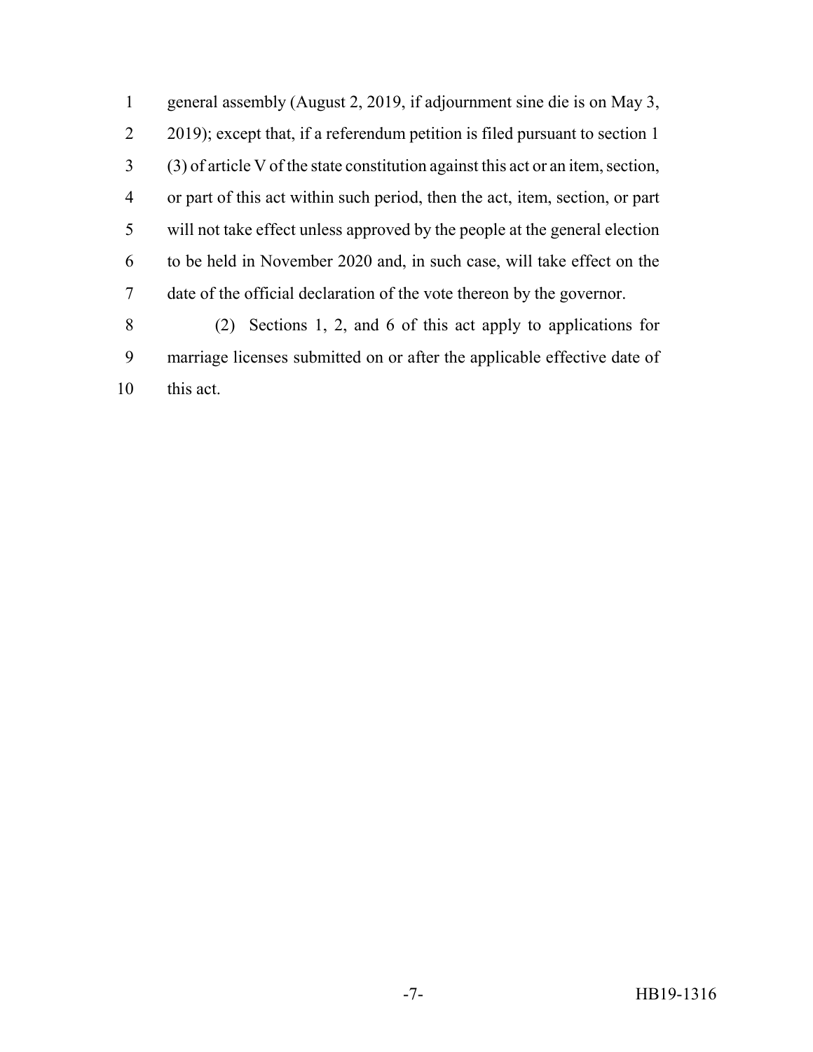general assembly (August 2, 2019, if adjournment sine die is on May 3, 2019); except that, if a referendum petition is filed pursuant to section 1 (3) of article V of the state constitution against this act or an item, section, or part of this act within such period, then the act, item, section, or part will not take effect unless approved by the people at the general election to be held in November 2020 and, in such case, will take effect on the date of the official declaration of the vote thereon by the governor.

(2) Sections 1, 2, and 6 of this act apply to applications for marriage licenses submitted on or after the applicable effective date of this act.